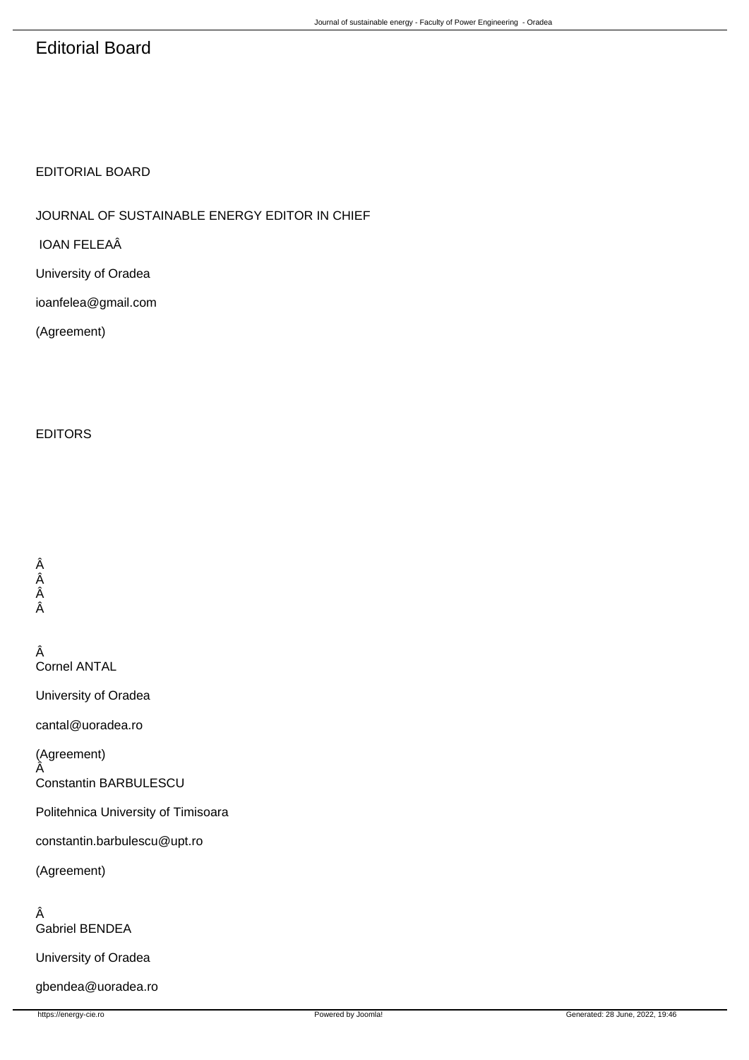# Editorial Board

EDITORIAL BOARD

JOURNAL OF SUSTAINABLE ENERGY EDITOR IN CHIEF

IOAN FELEAÂ

University of Oradea

ioanfelea@gmail.com

(Agreement)

EDITORS

Â
Â
Â
Â

Â
Cornel ANTAL

University of Oradea

cantal@uoradea.ro

(Agreement)
Â
Constantin BARBULESCU

Politehnica University of Timisoara

constantin.barbulescu@upt.ro

(Agreement)

Â
Gabriel BENDEA

University of Oradea

gbendea@uoradea.ro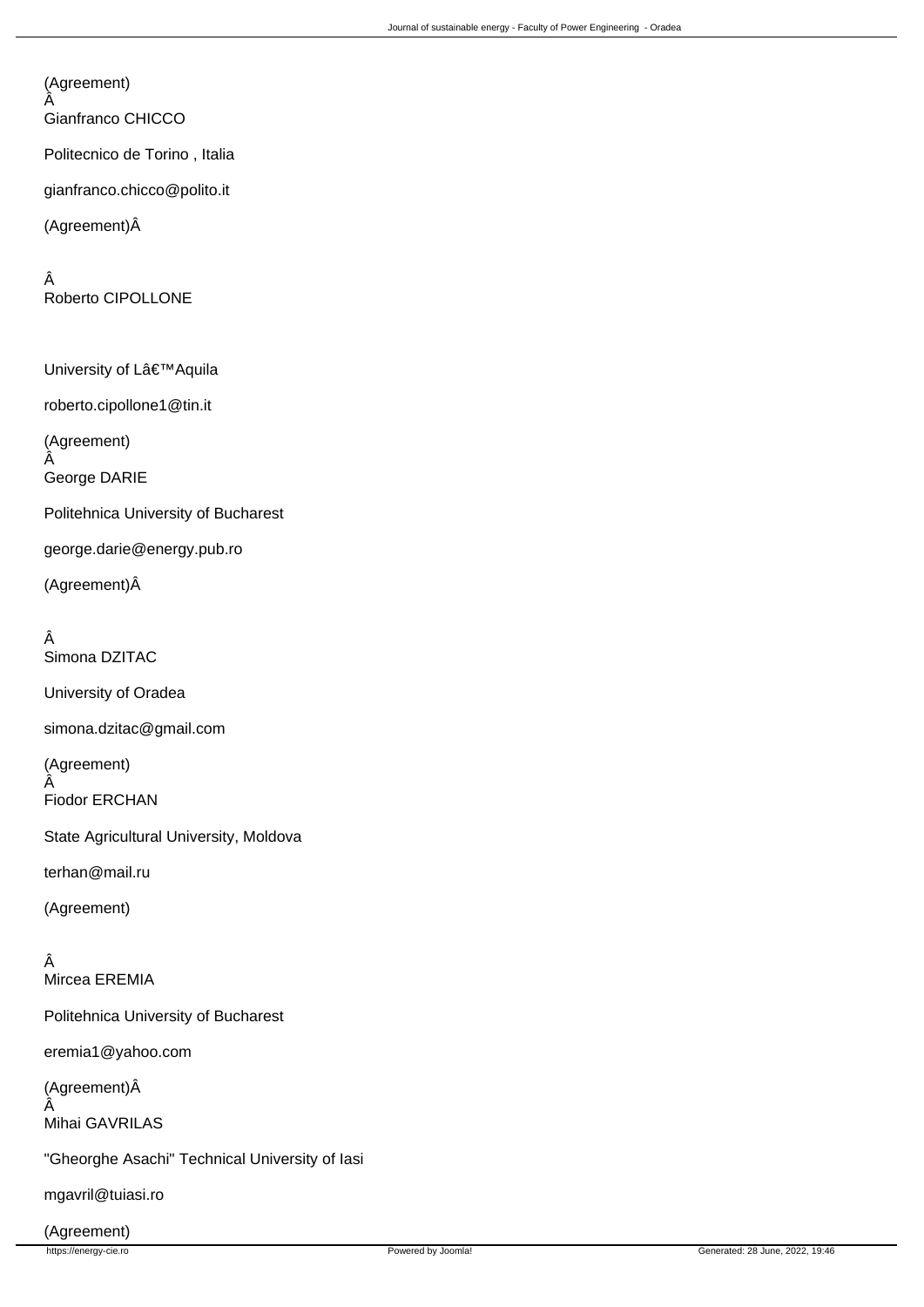(Agreement)
Â
Gianfranco CHICCO

Politecnico de Torino , Italia

gianfranco.chicco@polito.it

(Agreement)Â

Â
Roberto CIPOLLONE

University of Lâ€™Aquila

roberto.cipollone1@tin.it

(Agreement)
Â
George DARIE

Politehnica University of Bucharest

george.darie@energy.pub.ro

(Agreement)Â

Â
Simona DZITAC

University of Oradea

simona.dzitac@gmail.com

(Agreement)
Â
Fiodor ERCHAN

State Agricultural University, Moldova

terhan@mail.ru

(Agreement)

Â
Mircea EREMIA

Politehnica University of Bucharest

eremia1@yahoo.com

(Agreement)Â
Â
Mihai GAVRILAS

"Gheorghe Asachi" Technical University of Iasi

mgavril@tuiasi.ro

(Agreement)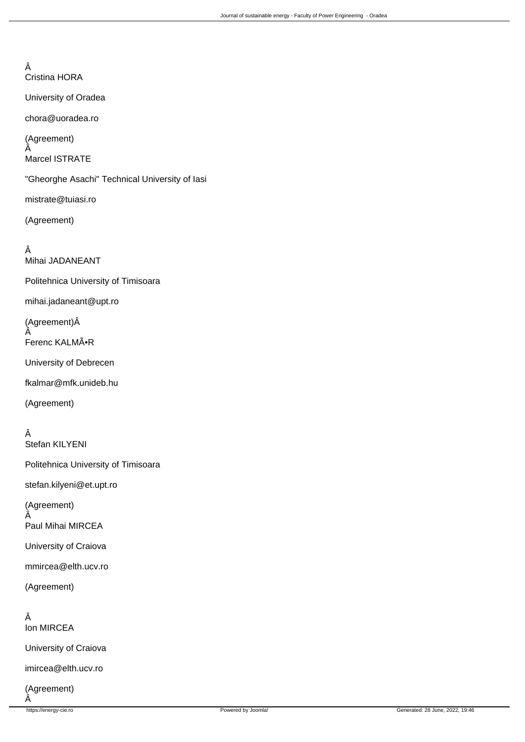Â
Cristina HORA

University of Oradea

chora@uoradea.ro

(Agreement)
Â
Marcel ISTRATE

"Gheorghe Asachi" Technical University of Iasi

mistrate@tuiasi.ro

(Agreement)

Â
Mihai JADANEANT

Politehnica University of Timisoara

mihai.jadaneant@upt.ro

(Agreement)Â
Â
Ferenc KALMÃ•R

University of Debrecen

fkalmar@mfk.unideb.hu

(Agreement)

Â
Stefan KILYENI

Politehnica University of Timisoara

stefan.kilyeni@et.upt.ro

(Agreement)
Â
Paul Mihai MIRCEA

University of Craiova

mmircea@elth.ucv.ro

(Agreement)

Â
Ion MIRCEA

University of Craiova

imircea@elth.ucv.ro

(Agreement)
Â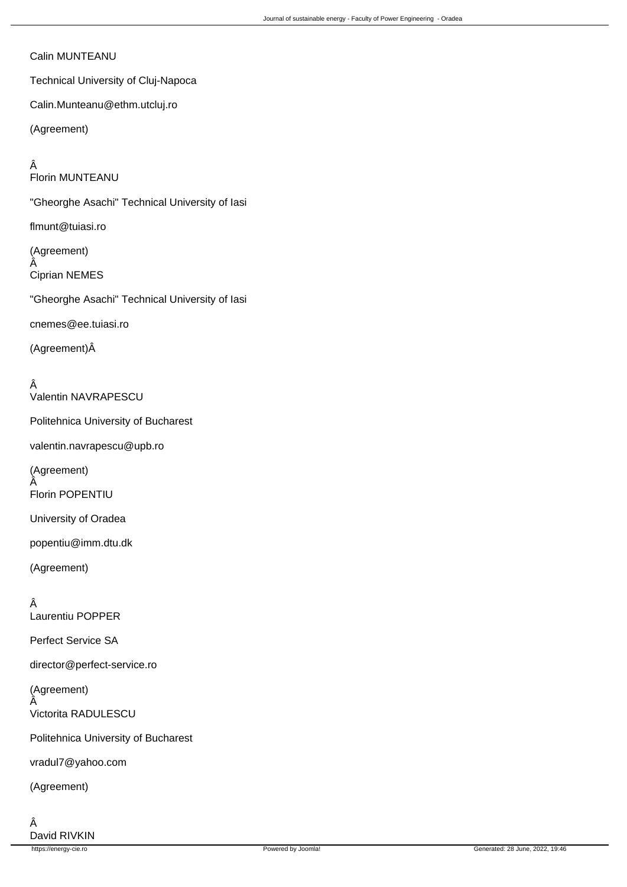Calin MUNTEANU

Technical University of Cluj-Napoca

Calin.Munteanu@ethm.utcluj.ro

(Agreement)

Â
Florin MUNTEANU

"Gheorghe Asachi" Technical University of Iasi

flmunt@tuiasi.ro

(Agreement)
Â
Ciprian NEMES

"Gheorghe Asachi" Technical University of Iasi

cnemes@ee.tuiasi.ro

(Agreement)Â

Â
Valentin NAVRAPESCU

Politehnica University of Bucharest

valentin.navrapescu@upb.ro

(Agreement)
Â
Florin POPENTIU

University of Oradea

popentiu@imm.dtu.dk

(Agreement)

Â
Laurentiu POPPER

Perfect Service SA

director@perfect-service.ro

(Agreement)
Â
Victorita RADULESCU

Politehnica University of Bucharest

vradul7@yahoo.com

(Agreement)

Â
David RIVKIN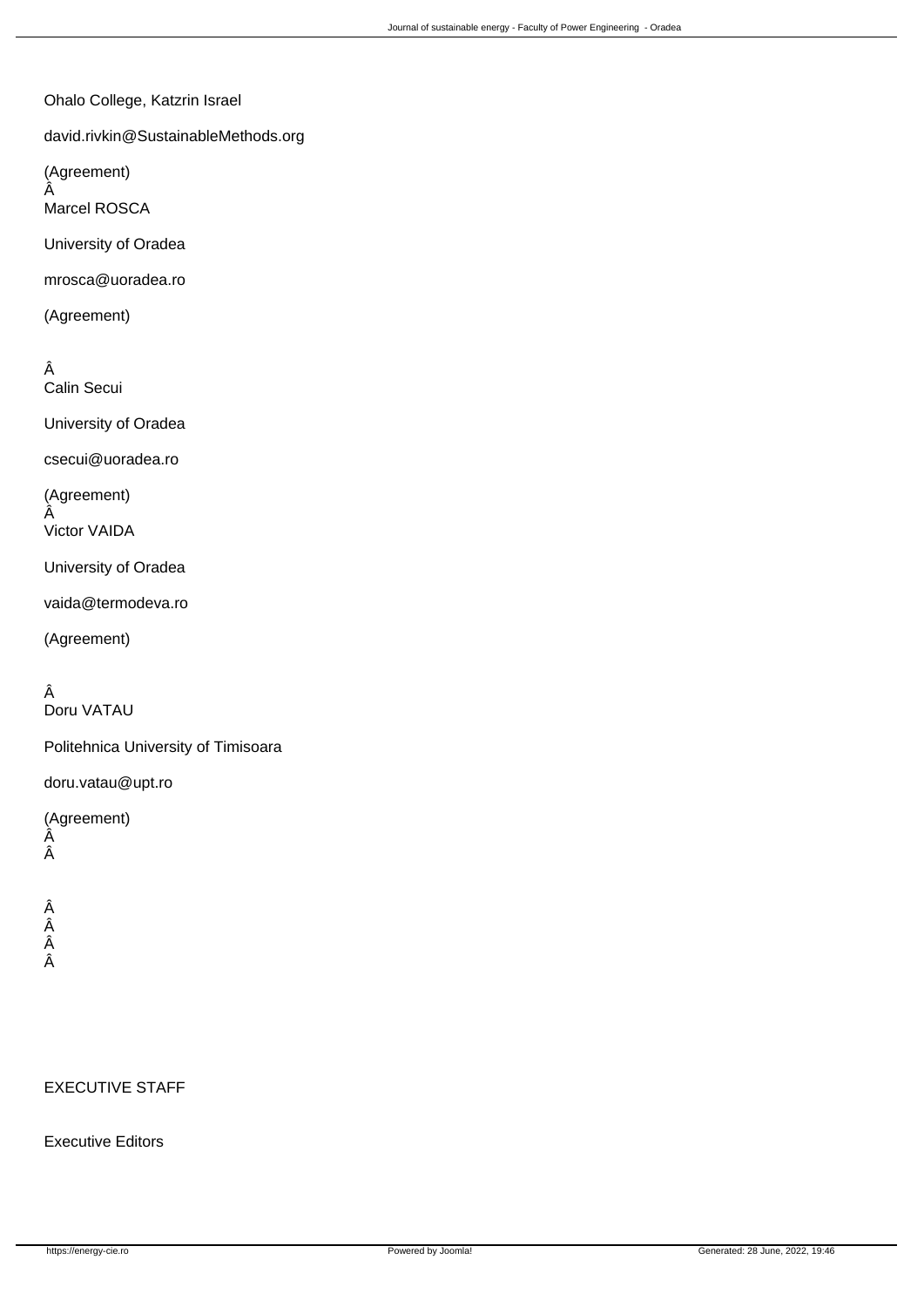Ohalo College, Katzrin Israel

david.rivkin@SustainableMethods.org

(Agreement)
Â
Marcel ROSCA

University of Oradea

mrosca@uoradea.ro

(Agreement)

Â
Calin Secui

University of Oradea

csecui@uoradea.ro

(Agreement)
Â
Victor VAIDA

University of Oradea

vaida@termodeva.ro

(Agreement)

Â
Doru VATAU

Politehnica University of Timisoara

doru.vatau@upt.ro

(Agreement)
Â
Â

Â
Â
Â
Â

EXECUTIVE STAFF

Executive Editors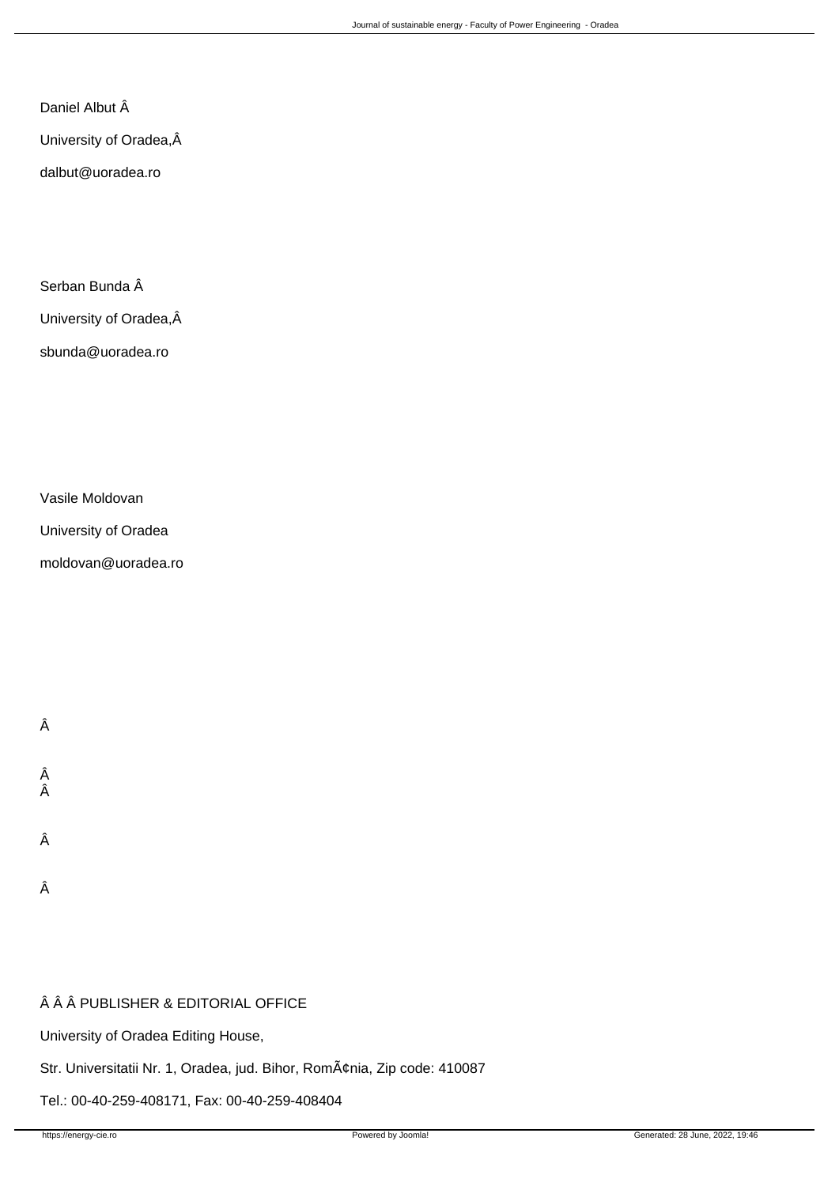Daniel Albut Â

University of Oradea,Â

dalbut@uoradea.ro

Serban Bunda Â

University of Oradea,Â

sbunda@uoradea.ro

Vasile Moldovan

University of Oradea

moldovan@uoradea.ro

Â

Â
Â

Â

Â

Â Â Â PUBLISHER & EDITORIAL OFFICE

University of Oradea Editing House,

Str. Universitatii Nr. 1, Oradea, jud. Bihor, RomÃ¢nia, Zip code: 410087

Tel.: 00-40-259-408171, Fax: 00-40-259-408404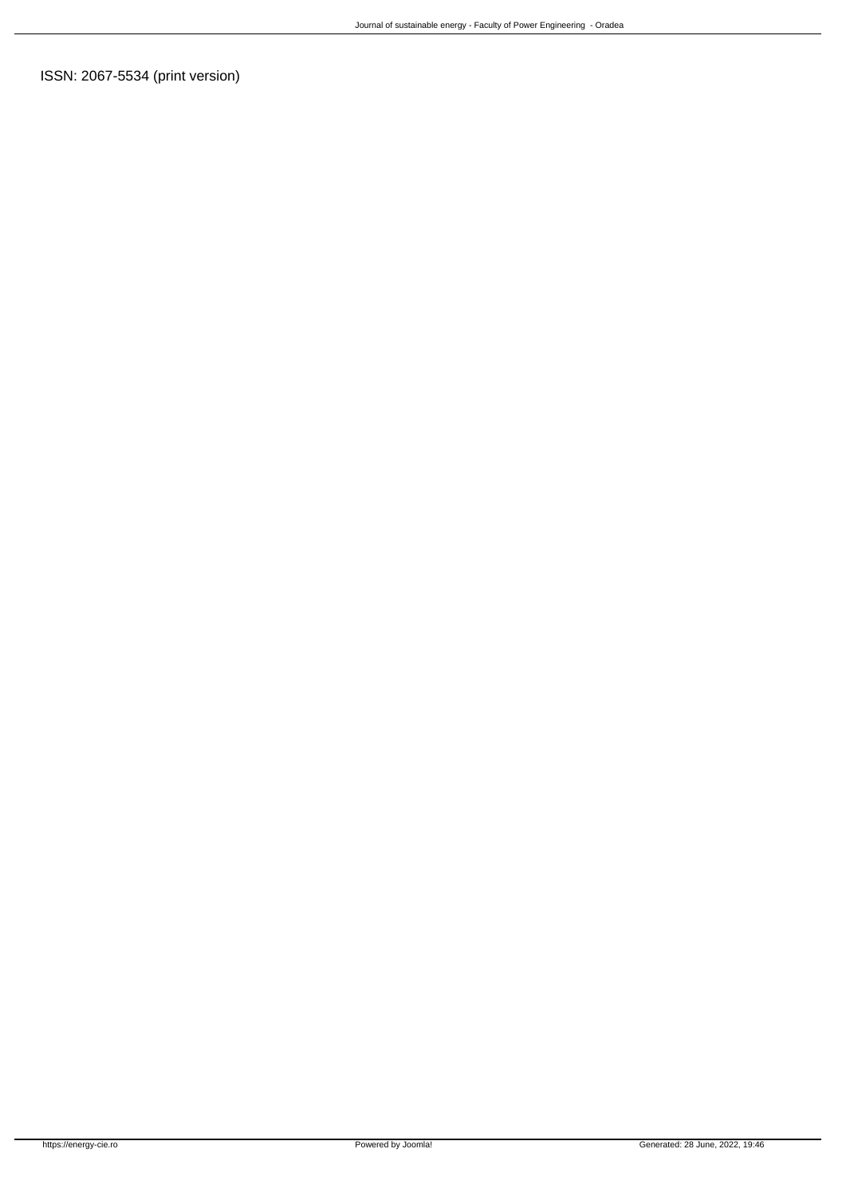ISSN: 2067-5534 (print version)